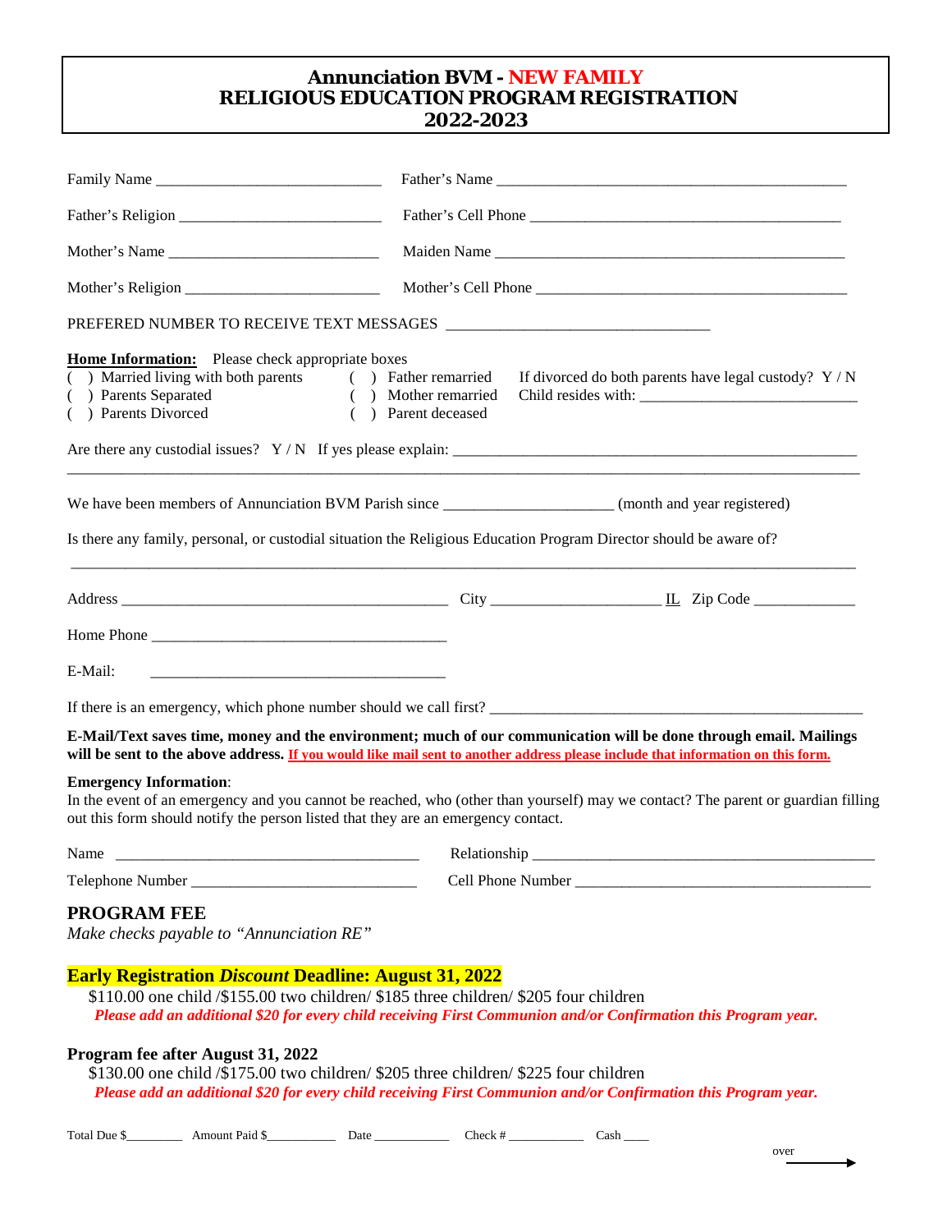# Annunciation BVM - NEW FAMILY
# RELIGIOUS EDUCATION PROGRAM REGISTRATION
# 2022-2023

Family Name ______________________________ Father's Name ______________________________________________

Father's Religion __________________________ Father's Cell Phone ________________________________________

Mother's Name ___________________________ Maiden Name _______________________________________________

Mother's Religion _________________________ Mother's Cell Phone _______________________________________

PREFERED NUMBER TO RECEIVE TEXT MESSAGES _________________________________

**Home Information:** Please check appropriate boxes

( ) Married living with both parents
( ) Parents Separated
( ) Parents Divorced
( ) Father remarried
( ) Mother remarried
( ) Parent deceased

If divorced do both parents have legal custody? Y / N
Child resides with: ____________________________

Are there any custodial issues? Y / N If yes please explain: _____________________________________________________
______________________________________________________________________________________________________

We have been members of Annunciation BVM Parish since _____________________ (month and year registered)

Is there any family, personal, or custodial situation the Religious Education Program Director should be aware of?
______________________________________________________________________________________________________

Address __________________________________________ City _____________________ IL Zip Code _____________

Home Phone _______________________________________

E-Mail: _______________________________________

If there is an emergency, which phone number should we call first? ________________________________________________

**E-Mail/Text saves time, money and the environment; much of our communication will be done through email. Mailings will be sent to the above address.** **If you would like mail sent to another address please include that information on this form.**

**Emergency Information**:
In the event of an emergency and you cannot be reached, who (other than yourself) may we contact? The parent or guardian filling out this form should notify the person listed that they are an emergency contact.

Name _______________________________________ Relationship _____________________________________________

Telephone Number _____________________________ Cell Phone Number _______________________________________

## PROGRAM FEE

*Make checks payable to "Annunciation RE"*

**Early Registration *Discount* Deadline: August 31, 2022**

$110.00 one child /$155.00 two children/ $185 three children/ $205 four children

***Please add an additional $20 for every child receiving First Communion and/or Confirmation this Program year.***

**Program fee after August 31, 2022**

$130.00 one child /$175.00 two children/ $205 three children/ $225 four children

***Please add an additional $20 for every child receiving First Communion and/or Confirmation this Program year.***

Total Due $________ Amount Paid $__________ Date ___________ Check # ___________ Cash ____

over →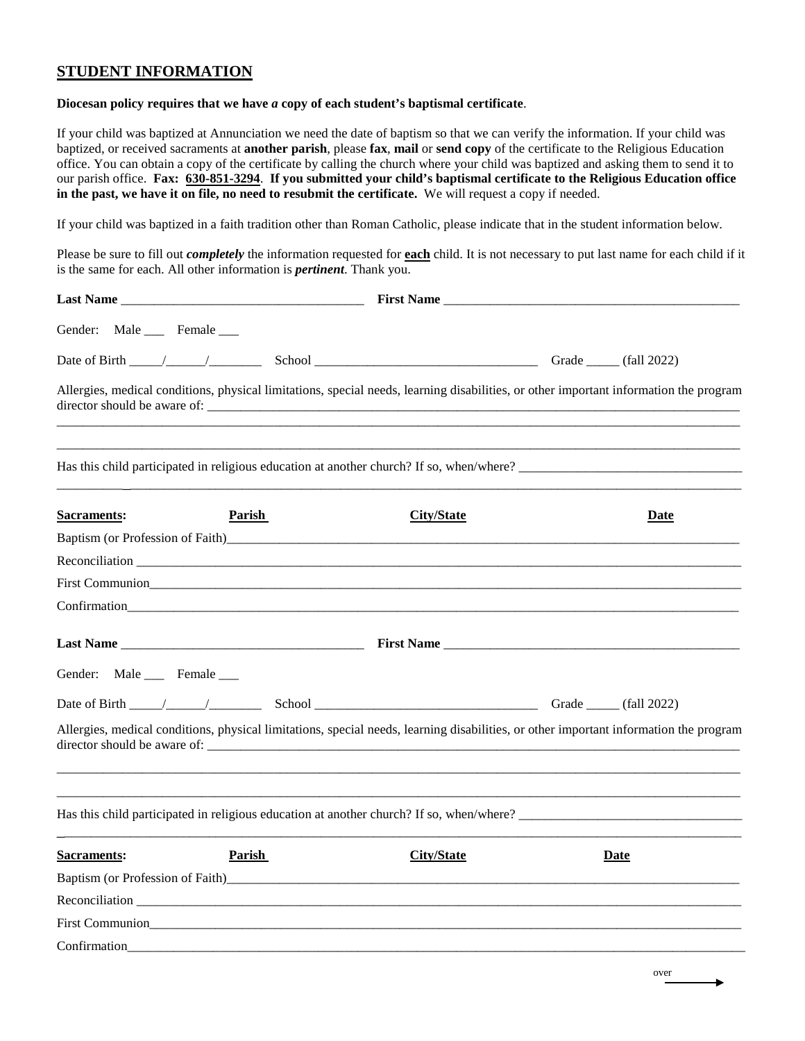## STUDENT INFORMATION

**Diocesan policy requires that we have *a* copy of each student's baptismal certificate**.

If your child was baptized at Annunciation we need the date of baptism so that we can verify the information. If your child was baptized, or received sacraments at **another parish**, please **fax**, **mail** or **send copy** of the certificate to the Religious Education office. You can obtain a copy of the certificate by calling the church where your child was baptized and asking them to send it to our parish office. **Fax: 630-851-3294**. **If you submitted your child's baptismal certificate to the Religious Education office in the past, we have it on file, no need to resubmit the certificate.** We will request a copy if needed.

If your child was baptized in a faith tradition other than Roman Catholic, please indicate that in the student information below.

Please be sure to fill out ***completely*** the information requested for **each** child. It is not necessary to put last name for each child if it is the same for each. All other information is ***pertinent***. Thank you.

**Last Name** ____________________________________ **First Name** ______________________________________________

Gender: Male ___ Female ___

Date of Birth _____/______/________ School __________________________________ Grade _____ (fall 2022)

Allergies, medical conditions, physical limitations, special needs, learning disabilities, or other important information the program director should be aware of: ______________________________________________________________________________________

_____________________________________________________________________________________________________________

_____________________________________________________________________________________________________________

Has this child participated in religious education at another church? If so, when/where? __________________________________

_____________________________________________________________________________________________________________

**Sacraments:** **Parish** **City/State** **Date**

Baptism (or Profession of Faith)______________________________________________________________________________

Reconciliation ____________________________________________________________________________________________

First Communion__________________________________________________________________________________________

Confirmation_____________________________________________________________________________________________

**Last Name** ____________________________________ **First Name** ______________________________________________

Gender: Male ___ Female ___

Date of Birth _____/______/________ School __________________________________ Grade _____ (fall 2022)

Allergies, medical conditions, physical limitations, special needs, learning disabilities, or other important information the program director should be aware of: ______________________________________________________________________________________

_____________________________________________________________________________________________________________

_____________________________________________________________________________________________________________

Has this child participated in religious education at another church? If so, when/where? __________________________________

_____________________________________________________________________________________________________________

**Sacraments:** **Parish** **City/State** **Date**

Baptism (or Profession of Faith)______________________________________________________________________________

Reconciliation ____________________________________________________________________________________________

First Communion__________________________________________________________________________________________

Confirmation_____________________________________________________________________________________________

over →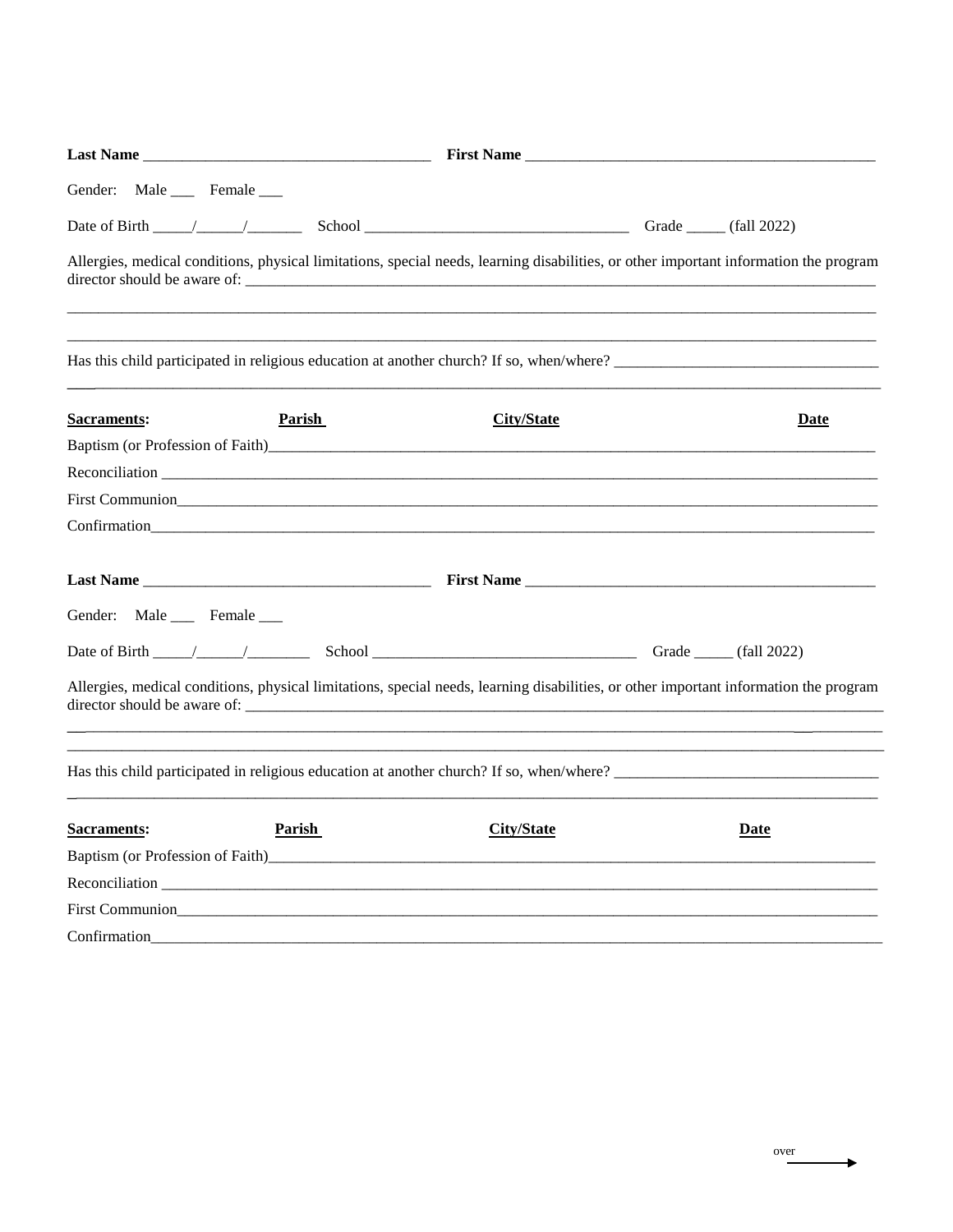**Last Name** ___________________________________ **First Name** ____________________________________________

Gender: Male ___ Female ___

Date of Birth _____/______/_______ School _________________________________ Grade _____ (fall 2022)

Allergies, medical conditions, physical limitations, special needs, learning disabilities, or other important information the program director should be aware of: ____________________________________________________________________________________

____________________________________________________________________________________________________________

____________________________________________________________________________________________________________

Has this child participated in religious education at another church? If so, when/where? _________________________________

____________________________________________________________________________________________________________

| **Sacraments:** | **Parish** | **City/State** | **Date** |
|---|---|---|---|
| Baptism (or Profession of Faith) | | | |
| Reconciliation | | | |
| First Communion | | | |
| Confirmation | | | |

**Last Name** ___________________________________ **First Name** ____________________________________________

Gender: Male ___ Female ___

Date of Birth _____/______/________ School _________________________________ Grade _____ (fall 2022)

Allergies, medical conditions, physical limitations, special needs, learning disabilities, or other important information the program director should be aware of: ____________________________________________________________________________________

____________________________________________________________________________________________________________

____________________________________________________________________________________________________________

Has this child participated in religious education at another church? If so, when/where? _________________________________

____________________________________________________________________________________________________________

| **Sacraments:** | **Parish** | **City/State** | **Date** |
|---|---|---|---|
| Baptism (or Profession of Faith) | | | |
| Reconciliation | | | |
| First Communion | | | |
| Confirmation | | | |

over →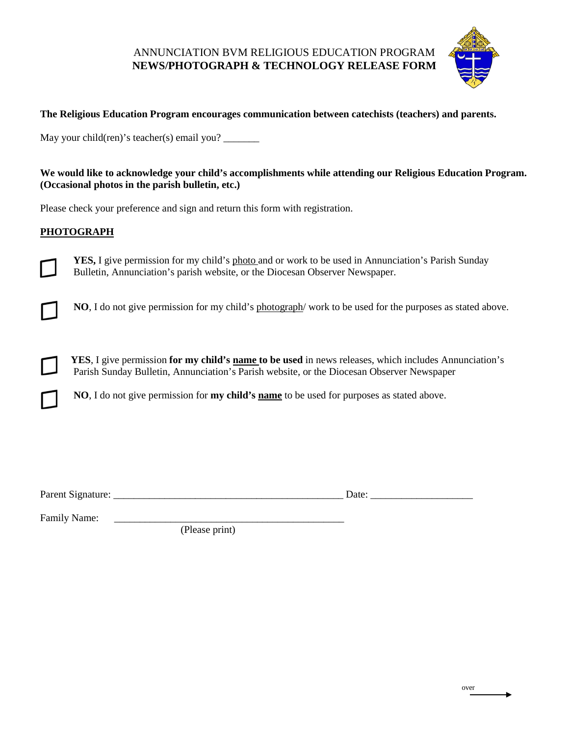# ANNUNCIATION BVM RELIGIOUS EDUCATION PROGRAM
## NEWS/PHOTOGRAPH & TECHNOLOGY RELEASE FORM

**The Religious Education Program encourages communication between catechists (teachers) and parents.**

May your child(ren)'s teacher(s) email you? _______

**We would like to acknowledge your child's accomplishments while attending our Religious Education Program. (Occasional photos in the parish bulletin, etc.)**

Please check your preference and sign and return this form with registration.

**PHOTOGRAPH**

☐ **YES,** I give permission for my child's photo and or work to be used in Annunciation's Parish Sunday Bulletin, Annunciation's parish website, or the Diocesan Observer Newspaper.

☐ **NO**, I do not give permission for my child's photograph/ work to be used for the purposes as stated above.

☐ **YES**, I give permission **for my child's name to be used** in news releases, which includes Annunciation's Parish Sunday Bulletin, Annunciation's Parish website, or the Diocesan Observer Newspaper

☐ **NO**, I do not give permission for **my child's name** to be used for purposes as stated above.

Parent Signature: ______________________________________________ Date: ____________________

Family Name: ______________________________________________
(Please print)

over →